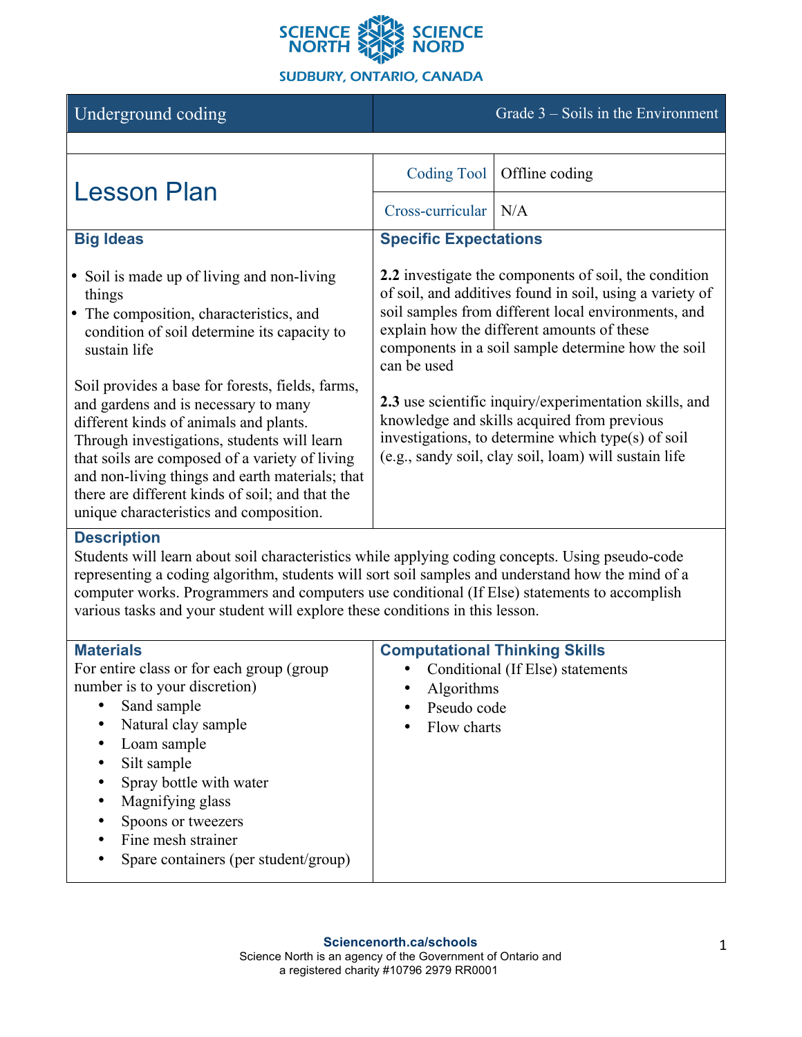SCIENCE NORTH SCIENCE NORD

SUDBURY, ONTARIO, CANADA

| Underground coding | Grade 3 – Soils in the Environment |
|---|---|

# Lesson Plan

| Coding Tool | Offline coding |
|---|---|
| Cross-curricular | N/A |

## Big Ideas

- Soil is made up of living and non-living things
- The composition, characteristics, and condition of soil determine its capacity to sustain life

Soil provides a base for forests, fields, farms, and gardens and is necessary to many different kinds of animals and plants. Through investigations, students will learn that soils are composed of a variety of living and non-living things and earth materials; that there are different kinds of soil; and that the unique characteristics and composition.

## Specific Expectations

**2.2** investigate the components of soil, the condition of soil, and additives found in soil, using a variety of soil samples from different local environments, and explain how the different amounts of these components in a soil sample determine how the soil can be used

**2.3** use scientific inquiry/experimentation skills, and knowledge and skills acquired from previous investigations, to determine which type(s) of soil (e.g., sandy soil, clay soil, loam) will sustain life

## Description

Students will learn about soil characteristics while applying coding concepts. Using pseudo-code representing a coding algorithm, students will sort soil samples and understand how the mind of a computer works. Programmers and computers use conditional (If Else) statements to accomplish various tasks and your student will explore these conditions in this lesson.

## Materials

For entire class or for each group (group number is to your discretion)

- Sand sample
- Natural clay sample
- Loam sample
- Silt sample
- Spray bottle with water
- Magnifying glass
- Spoons or tweezers
- Fine mesh strainer
- Spare containers (per student/group)

## Computational Thinking Skills

- Conditional (If Else) statements
- Algorithms
- Pseudo code
- Flow charts

**Sciencenorth.ca/schools**
Science North is an agency of the Government of Ontario and a registered charity #10796 2979 RR0001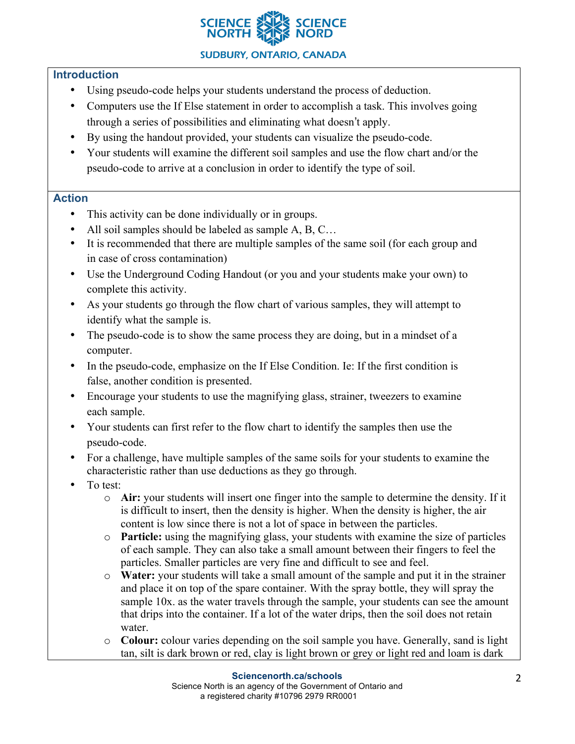## Introduction

- Using pseudo-code helps your students understand the process of deduction.
- Computers use the If Else statement in order to accomplish a task. This involves going through a series of possibilities and eliminating what doesn't apply.
- By using the handout provided, your students can visualize the pseudo-code.
- Your students will examine the different soil samples and use the flow chart and/or the pseudo-code to arrive at a conclusion in order to identify the type of soil.

## Action

- This activity can be done individually or in groups.
- All soil samples should be labeled as sample A, B, C…
- It is recommended that there are multiple samples of the same soil (for each group and in case of cross contamination)
- Use the Underground Coding Handout (or you and your students make your own) to complete this activity.
- As your students go through the flow chart of various samples, they will attempt to identify what the sample is.
- The pseudo-code is to show the same process they are doing, but in a mindset of a computer.
- In the pseudo-code, emphasize on the If Else Condition. Ie: If the first condition is false, another condition is presented.
- Encourage your students to use the magnifying glass, strainer, tweezers to examine each sample.
- Your students can first refer to the flow chart to identify the samples then use the pseudo-code.
- For a challenge, have multiple samples of the same soils for your students to examine the characteristic rather than use deductions as they go through.
- To test:
  - **Air:** your students will insert one finger into the sample to determine the density. If it is difficult to insert, then the density is higher. When the density is higher, the air content is low since there is not a lot of space in between the particles.
  - **Particle:** using the magnifying glass, your students with examine the size of particles of each sample. They can also take a small amount between their fingers to feel the particles. Smaller particles are very fine and difficult to see and feel.
  - **Water:** your students will take a small amount of the sample and put it in the strainer and place it on top of the spare container. With the spray bottle, they will spray the sample 10x. as the water travels through the sample, your students can see the amount that drips into the container. If a lot of the water drips, then the soil does not retain water.
  - **Colour:** colour varies depending on the soil sample you have. Generally, sand is light tan, silt is dark brown or red, clay is light brown or grey or light red and loam is dark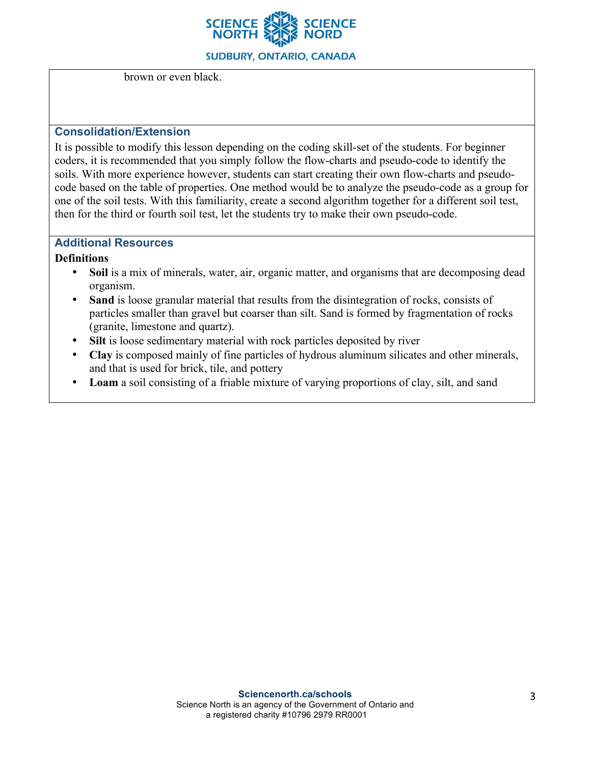brown or even black.

## Consolidation/Extension

It is possible to modify this lesson depending on the coding skill-set of the students. For beginner coders, it is recommended that you simply follow the flow-charts and pseudo-code to identify the soils. With more experience however, students can start creating their own flow-charts and pseudo-code based on the table of properties. One method would be to analyze the pseudo-code as a group for one of the soil tests. With this familiarity, create a second algorithm together for a different soil test, then for the third or fourth soil test, let the students try to make their own pseudo-code.

## Additional Resources

**Definitions**

- **Soil** is a mix of minerals, water, air, organic matter, and organisms that are decomposing dead organism.
- **Sand** is loose granular material that results from the disintegration of rocks, consists of particles smaller than gravel but coarser than silt. Sand is formed by fragmentation of rocks (granite, limestone and quartz).
- **Silt** is loose sedimentary material with rock particles deposited by river
- **Clay** is composed mainly of fine particles of hydrous aluminum silicates and other minerals, and that is used for brick, tile, and pottery
- **Loam** a soil consisting of a friable mixture of varying proportions of clay, silt, and sand